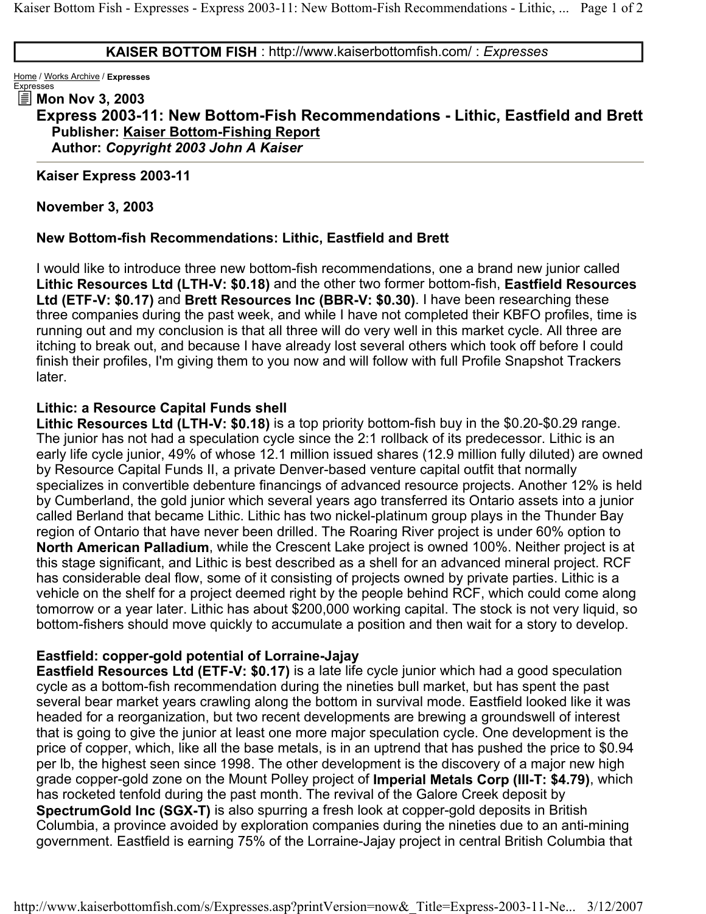**KAISER BOTTOM FISH** : http://www.kaiserbottomfish.com/ : *Expresses*

Home / Works Archive / **Expresses**
Expresses

**Mon Nov 3, 2003**

# Express 2003-11: New Bottom-Fish Recommendations - Lithic, Eastfield and Brett

**Publisher: Kaiser Bottom-Fishing Report**
**Author: *Copyright 2003 John A Kaiser***

---

**Kaiser Express 2003-11**

**November 3, 2003**

**New Bottom-fish Recommendations: Lithic, Eastfield and Brett**

I would like to introduce three new bottom-fish recommendations, one a brand new junior called **Lithic Resources Ltd (LTH-V: $0.18)** and the other two former bottom-fish, **Eastfield Resources Ltd (ETF-V: $0.17)** and **Brett Resources Inc (BBR-V: $0.30)**. I have been researching these three companies during the past week, and while I have not completed their KBFO profiles, time is running out and my conclusion is that all three will do very well in this market cycle. All three are itching to break out, and because I have already lost several others which took off before I could finish their profiles, I'm giving them to you now and will follow with full Profile Snapshot Trackers later.

**Lithic: a Resource Capital Funds shell**
**Lithic Resources Ltd (LTH-V: $0.18)** is a top priority bottom-fish buy in the $0.20-$0.29 range. The junior has not had a speculation cycle since the 2:1 rollback of its predecessor. Lithic is an early life cycle junior, 49% of whose 12.1 million issued shares (12.9 million fully diluted) are owned by Resource Capital Funds II, a private Denver-based venture capital outfit that normally specializes in convertible debenture financings of advanced resource projects. Another 12% is held by Cumberland, the gold junior which several years ago transferred its Ontario assets into a junior called Berland that became Lithic. Lithic has two nickel-platinum group plays in the Thunder Bay region of Ontario that have never been drilled. The Roaring River project is under 60% option to **North American Palladium**, while the Crescent Lake project is owned 100%. Neither project is at this stage significant, and Lithic is best described as a shell for an advanced mineral project. RCF has considerable deal flow, some of it consisting of projects owned by private parties. Lithic is a vehicle on the shelf for a project deemed right by the people behind RCF, which could come along tomorrow or a year later. Lithic has about $200,000 working capital. The stock is not very liquid, so bottom-fishers should move quickly to accumulate a position and then wait for a story to develop.

**Eastfield: copper-gold potential of Lorraine-Jajay**
**Eastfield Resources Ltd (ETF-V: $0.17)** is a late life cycle junior which had a good speculation cycle as a bottom-fish recommendation during the nineties bull market, but has spent the past several bear market years crawling along the bottom in survival mode. Eastfield looked like it was headed for a reorganization, but two recent developments are brewing a groundswell of interest that is going to give the junior at least one more major speculation cycle. One development is the price of copper, which, like all the base metals, is in an uptrend that has pushed the price to $0.94 per lb, the highest seen since 1998. The other development is the discovery of a major new high grade copper-gold zone on the Mount Polley project of **Imperial Metals Corp (III-T: $4.79)**, which has rocketed tenfold during the past month. The revival of the Galore Creek deposit by **SpectrumGold Inc (SGX-T)** is also spurring a fresh look at copper-gold deposits in British Columbia, a province avoided by exploration companies during the nineties due to an anti-mining government. Eastfield is earning 75% of the Lorraine-Jajay project in central British Columbia that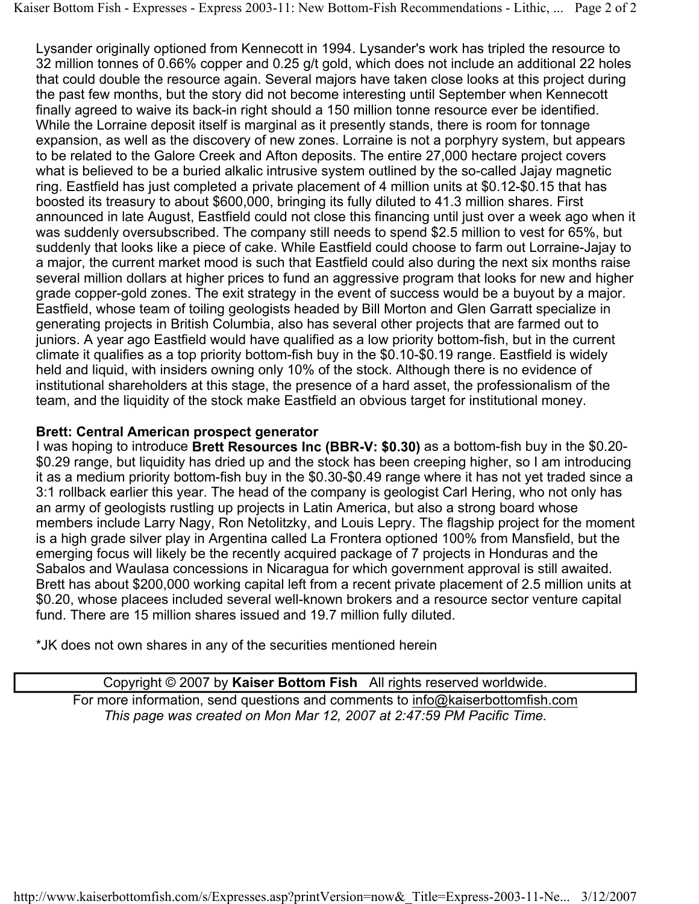Lysander originally optioned from Kennecott in 1994. Lysander's work has tripled the resource to 32 million tonnes of 0.66% copper and 0.25 g/t gold, which does not include an additional 22 holes that could double the resource again. Several majors have taken close looks at this project during the past few months, but the story did not become interesting until September when Kennecott finally agreed to waive its back-in right should a 150 million tonne resource ever be identified. While the Lorraine deposit itself is marginal as it presently stands, there is room for tonnage expansion, as well as the discovery of new zones. Lorraine is not a porphyry system, but appears to be related to the Galore Creek and Afton deposits. The entire 27,000 hectare project covers what is believed to be a buried alkalic intrusive system outlined by the so-called Jajay magnetic ring. Eastfield has just completed a private placement of 4 million units at $0.12-$0.15 that has boosted its treasury to about $600,000, bringing its fully diluted to 41.3 million shares. First announced in late August, Eastfield could not close this financing until just over a week ago when it was suddenly oversubscribed. The company still needs to spend $2.5 million to vest for 65%, but suddenly that looks like a piece of cake. While Eastfield could choose to farm out Lorraine-Jajay to a major, the current market mood is such that Eastfield could also during the next six months raise several million dollars at higher prices to fund an aggressive program that looks for new and higher grade copper-gold zones. The exit strategy in the event of success would be a buyout by a major. Eastfield, whose team of toiling geologists headed by Bill Morton and Glen Garratt specialize in generating projects in British Columbia, also has several other projects that are farmed out to juniors. A year ago Eastfield would have qualified as a low priority bottom-fish, but in the current climate it qualifies as a top priority bottom-fish buy in the $0.10-$0.19 range. Eastfield is widely held and liquid, with insiders owning only 10% of the stock. Although there is no evidence of institutional shareholders at this stage, the presence of a hard asset, the professionalism of the team, and the liquidity of the stock make Eastfield an obvious target for institutional money.

**Brett: Central American prospect generator**

I was hoping to introduce **Brett Resources Inc (BBR-V: $0.30)** as a bottom-fish buy in the $0.20-$0.29 range, but liquidity has dried up and the stock has been creeping higher, so I am introducing it as a medium priority bottom-fish buy in the $0.30-$0.49 range where it has not yet traded since a 3:1 rollback earlier this year. The head of the company is geologist Carl Hering, who not only has an army of geologists rustling up projects in Latin America, but also a strong board whose members include Larry Nagy, Ron Netolitzky, and Louis Lepry. The flagship project for the moment is a high grade silver play in Argentina called La Frontera optioned 100% from Mansfield, but the emerging focus will likely be the recently acquired package of 7 projects in Honduras and the Sabalos and Waulasa concessions in Nicaragua for which government approval is still awaited. Brett has about $200,000 working capital left from a recent private placement of 2.5 million units at $0.20, whose placees included several well-known brokers and a resource sector venture capital fund. There are 15 million shares issued and 19.7 million fully diluted.

*JK does not own shares in any of the securities mentioned herein

Copyright © 2007 by **Kaiser Bottom Fish** All rights reserved worldwide.

For more information, send questions and comments to info@kaiserbottomfish.com

*This page was created on Mon Mar 12, 2007 at 2:47:59 PM Pacific Time.*